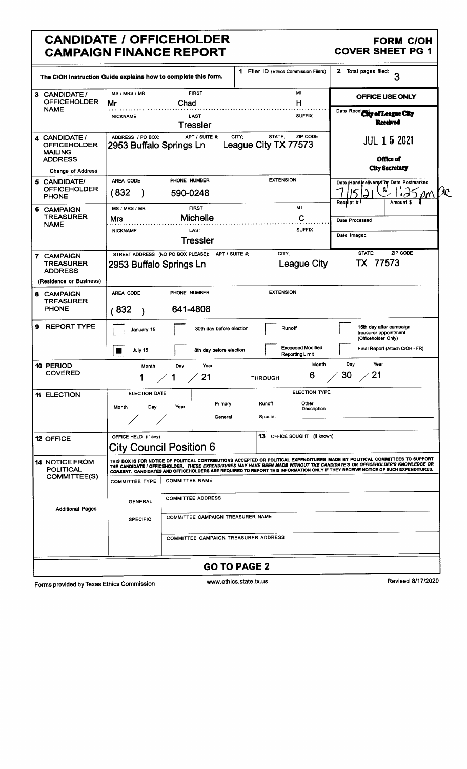# CANDIDATE / OFFICEHOLDER CAMPAIGN FINANCE REPORT

**FORM C/OH COVER SHEET PG 1**

The C/OH Instruction Guide explains how to complete this form.

**1** Filer ID (Ethics Commission Filers)

**2** Total pages filed: 3

**OFFICE USE ONLY**

Date Received: City of League City Received JUL 15 2021 Office of City Secretary

Date Hand-delivered or Date Postmarked: 7/15/21 @ 1:25 pm AC

Receipt # | Amount $

Date Processed

Date Imaged

| Field | | | | |
|---|---|---|---|---|
| **3 CANDIDATE / OFFICEHOLDER NAME** | MS / MRS / MR: Mr | FIRST: Chad | MI: H | |
| | NICKNAME | LAST: Tressler | SUFFIX | |
| **4 CANDIDATE / OFFICEHOLDER MAILING ADDRESS** (Change of Address) | ADDRESS / PO BOX: 2953 Buffalo Springs Ln | APT / SUITE #; | CITY; STATE; ZIP CODE: League City TX 77573 | |
| **5 CANDIDATE/ OFFICEHOLDER PHONE** | AREA CODE: (832) | PHONE NUMBER: 590-0248 | EXTENSION | |
| **6 CAMPAIGN TREASURER NAME** | MS / MRS / MR: Mrs | FIRST: Michelle | MI: C | |
| | NICKNAME | LAST: Tressler | SUFFIX | |
| **7 CAMPAIGN TREASURER ADDRESS** (Residence or Business) | STREET ADDRESS (NO PO BOX PLEASE); APT / SUITE #: 2953 Buffalo Springs Ln | CITY: League City | STATE: TX | ZIP CODE: 77573 |
| **8 CAMPAIGN TREASURER PHONE** | AREA CODE: (832) | PHONE NUMBER: 641-4808 | EXTENSION | |

**9 REPORT TYPE**

- [ ] January 15
- [ ] 30th day before election
- [ ] Runoff
- [ ] 15th day after campaign treasurer appointment (Officeholder Only)
- [x] July 15
- [ ] 8th day before election
- [ ] Exceeded Modified Reporting Limit
- [ ] Final Report (Attach C/OH - FR)

**10 PERIOD COVERED**

Month / Day / Year: 1 / 1 / 21 THROUGH Month / Day / Year: 6 / 30 / 21

**11 ELECTION**

ELECTION DATE: Month / Day / Year: / /

ELECTION TYPE: Primary | Runoff | Other Description | General | Special

**12 OFFICE**

OFFICE HELD (if any): City Council Position 6

**13** OFFICE SOUGHT (if known)

**14 NOTICE FROM POLITICAL COMMITTEE(S)**

THIS BOX IS FOR NOTICE OF POLITICAL CONTRIBUTIONS ACCEPTED OR POLITICAL EXPENDITURES MADE BY POLITICAL COMMITTEES TO SUPPORT THE CANDIDATE / OFFICEHOLDER. *THESE EXPENDITURES MAY HAVE BEEN MADE WITHOUT THE CANDIDATE'S OR OFFICEHOLDER'S KNOWLEDGE OR CONSENT.* CANDIDATES AND OFFICEHOLDERS ARE REQUIRED TO REPORT THIS INFORMATION ONLY IF THEY RECEIVE NOTICE OF SUCH EXPENDITURES.

| COMMITTEE TYPE | |
|---|---|
| | COMMITTEE NAME |
| GENERAL | COMMITTEE ADDRESS |
| SPECIFIC | COMMITTEE CAMPAIGN TREASURER NAME |
| | COMMITTEE CAMPAIGN TREASURER ADDRESS |

Additional Pages

**GO TO PAGE 2**

Forms provided by Texas Ethics Commission www.ethics.state.tx.us Revised 8/17/2020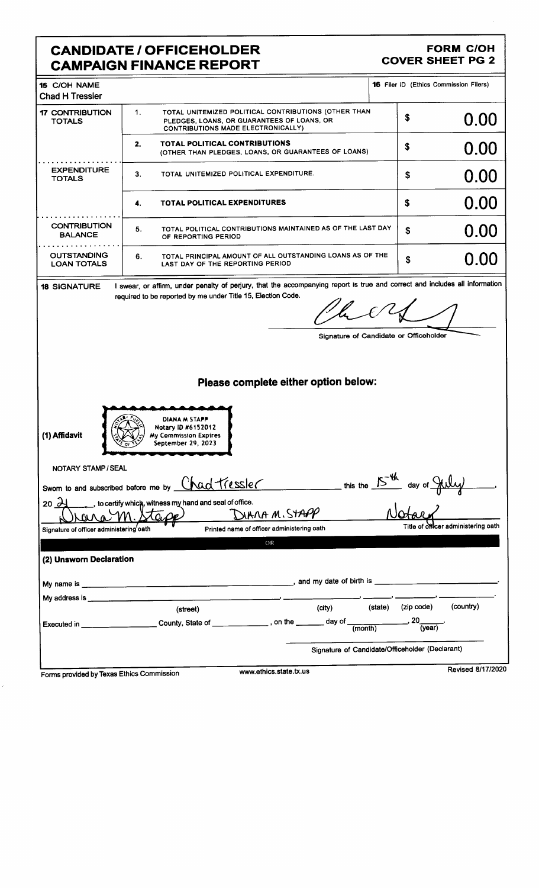# CANDIDATE / OFFICEHOLDER CAMPAIGN FINANCE REPORT

**FORM C/OH COVER SHEET PG 2**

| 15 C/OH NAME | | | 16 Filer ID (Ethics Commission Filers) |
|---|---|---|---|
| Chad H Tressler | | | |
| **17 CONTRIBUTION TOTALS** | 1. | TOTAL UNITEMIZED POLITICAL CONTRIBUTIONS (OTHER THAN PLEDGES, LOANS, OR GUARANTEES OF LOANS, OR CONTRIBUTIONS MADE ELECTRONICALLY) | $ 0.00 |
| | 2. | **TOTAL POLITICAL CONTRIBUTIONS** (OTHER THAN PLEDGES, LOANS, OR GUARANTEES OF LOANS) | $ 0.00 |
| **EXPENDITURE TOTALS** | 3. | TOTAL UNITEMIZED POLITICAL EXPENDITURE. | $ 0.00 |
| | 4. | **TOTAL POLITICAL EXPENDITURES** | $ 0.00 |
| **CONTRIBUTION BALANCE** | 5. | TOTAL POLITICAL CONTRIBUTIONS MAINTAINED AS OF THE LAST DAY OF REPORTING PERIOD | $ 0.00 |
| **OUTSTANDING LOAN TOTALS** | 6. | TOTAL PRINCIPAL AMOUNT OF ALL OUTSTANDING LOANS AS OF THE LAST DAY OF THE REPORTING PERIOD | $ 0.00 |

**18 SIGNATURE** I swear, or affirm, under penalty of perjury, that the accompanying report is true and correct and includes all information required to be reported by me under Title 15, Election Code.

[signature]

Signature of Candidate or Officeholder

## Please complete either option below:

**(1) Affidavit**

DIANA M STAPP
Notary ID #6152012
My Commission Expires
September 29, 2023

NOTARY STAMP / SEAL

Sworn to and subscribed before me by Chad Tressler this the 15th day of July, 20 21, to certify which, witness my hand and seal of office.

[signature] — Signature of officer administering oath

DIANA M. STAPP — Printed name of officer administering oath

Notary — Title of officer administering oath

OR

**(2) Unsworn Declaration**

My name is ____________________, and my date of birth is ____________________.

My address is ____________________ (street), __________ (city), ______ (state), ______ (zip code), ______ (country).

Executed in __________ County, State of __________, on the ______ day of __________ (month), 20____ (year).

______________________________
Signature of Candidate/Officeholder (Declarant)

Forms provided by Texas Ethics Commission www.ethics.state.tx.us Revised 8/17/2020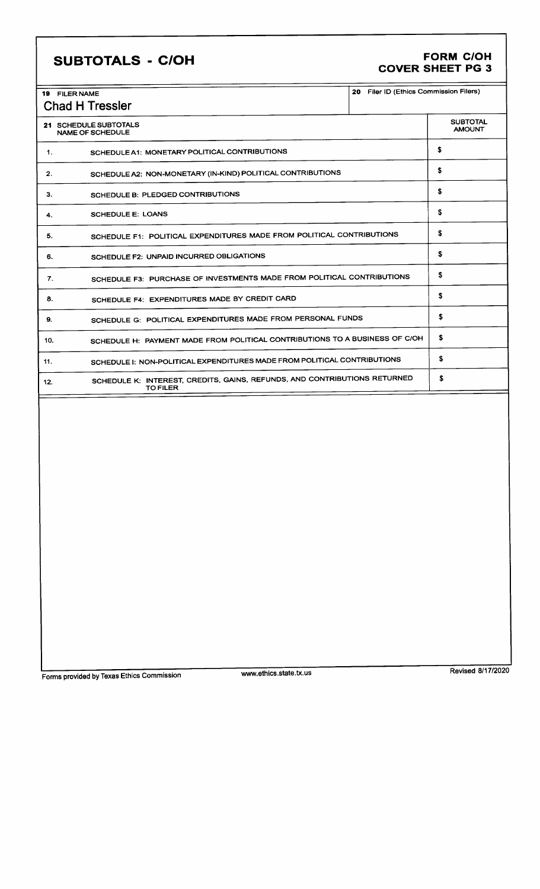# SUBTOTALS - C/OH

## FORM C/OH COVER SHEET PG 3

| 19 FILER NAME | 20 Filer ID (Ethics Commission Filers) |
| --- | --- |
| Chad H Tressler | |

| 21 SCHEDULE SUBTOTALS NAME OF SCHEDULE | | SUBTOTAL AMOUNT |
| --- | --- | --- |
| 1. | SCHEDULE A1: MONETARY POLITICAL CONTRIBUTIONS | $ |
| 2. | SCHEDULE A2: NON-MONETARY (IN-KIND) POLITICAL CONTRIBUTIONS | $ |
| 3. | SCHEDULE B: PLEDGED CONTRIBUTIONS | $ |
| 4. | SCHEDULE E: LOANS | $ |
| 5. | SCHEDULE F1: POLITICAL EXPENDITURES MADE FROM POLITICAL CONTRIBUTIONS | $ |
| 6. | SCHEDULE F2: UNPAID INCURRED OBLIGATIONS | $ |
| 7. | SCHEDULE F3: PURCHASE OF INVESTMENTS MADE FROM POLITICAL CONTRIBUTIONS | $ |
| 8. | SCHEDULE F4: EXPENDITURES MADE BY CREDIT CARD | $ |
| 9. | SCHEDULE G: POLITICAL EXPENDITURES MADE FROM PERSONAL FUNDS | $ |
| 10. | SCHEDULE H: PAYMENT MADE FROM POLITICAL CONTRIBUTIONS TO A BUSINESS OF C/OH | $ |
| 11. | SCHEDULE I: NON-POLITICAL EXPENDITURES MADE FROM POLITICAL CONTRIBUTIONS | $ |
| 12. | SCHEDULE K: INTEREST, CREDITS, GAINS, REFUNDS, AND CONTRIBUTIONS RETURNED TO FILER | $ |

Forms provided by Texas Ethics Commission www.ethics.state.tx.us Revised 8/17/2020